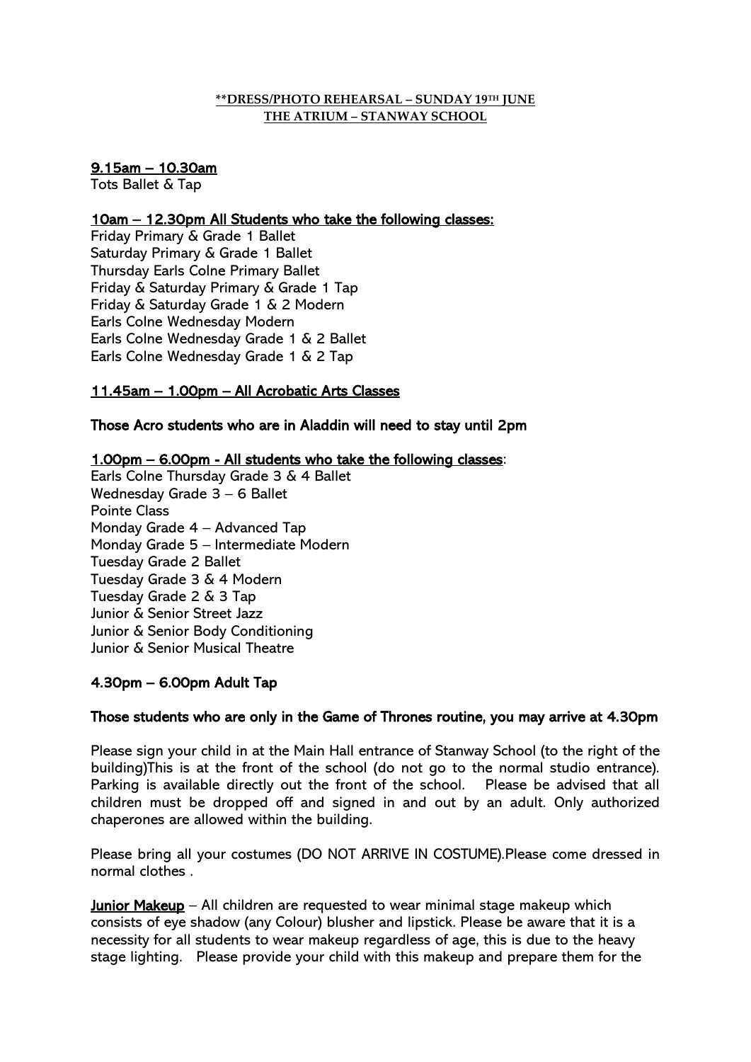**<u>**DRESS/PHOTO REHEARSAL – SUNDAY 19TH JUNE</u>**
**<u>THE ATRIUM – STANWAY SCHOOL</u>**

<u>9.15am – 10.30am</u>
Tots Ballet & Tap

<u>10am – 12.30pm All Students who take the following classes:</u>
Friday Primary & Grade 1 Ballet
Saturday Primary & Grade 1 Ballet
Thursday Earls Colne Primary Ballet
Friday & Saturday Primary & Grade 1 Tap
Friday & Saturday Grade 1 & 2 Modern
Earls Colne Wednesday Modern
Earls Colne Wednesday Grade 1 & 2 Ballet
Earls Colne Wednesday Grade 1 & 2 Tap

<u>11.45am – 1.00pm – All Acrobatic Arts Classes</u>

Those Acro students who are in Aladdin will need to stay until 2pm

<u>1.00pm – 6.00pm - All students who take the following classes</u>:
Earls Colne Thursday Grade 3 & 4 Ballet
Wednesday Grade 3 – 6 Ballet
Pointe Class
Monday Grade 4 – Advanced Tap
Monday Grade 5 – Intermediate Modern
Tuesday Grade 2 Ballet
Tuesday Grade 3 & 4 Modern
Tuesday Grade 2 & 3 Tap
Junior & Senior Street Jazz
Junior & Senior Body Conditioning
Junior & Senior Musical Theatre

4.30pm – 6.00pm Adult Tap

Those students who are only in the Game of Thrones routine, you may arrive at 4.30pm

Please sign your child in at the Main Hall entrance of Stanway School (to the right of the building)This is at the front of the school (do not go to the normal studio entrance). Parking is available directly out the front of the school. Please be advised that all children must be dropped off and signed in and out by an adult. Only authorized chaperones are allowed within the building.

Please bring all your costumes (DO NOT ARRIVE IN COSTUME).Please come dressed in normal clothes .

**<u>Junior Makeup</u>** – All children are requested to wear minimal stage makeup which consists of eye shadow (any Colour) blusher and lipstick. Please be aware that it is a necessity for all students to wear makeup regardless of age, this is due to the heavy stage lighting. Please provide your child with this makeup and prepare them for the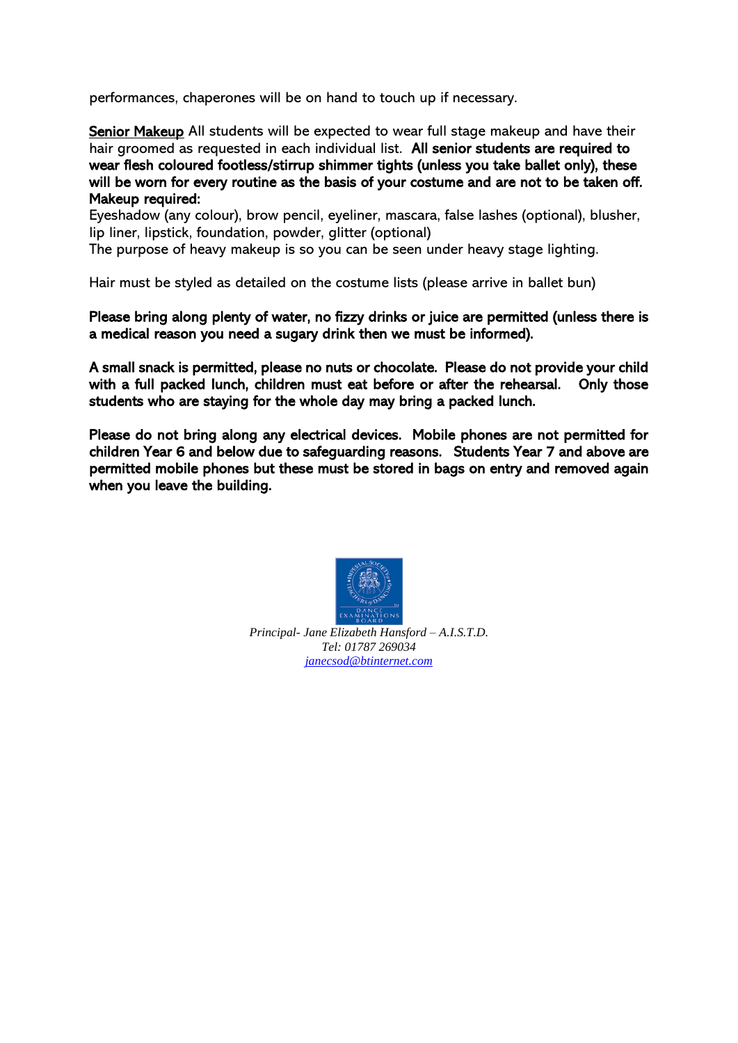performances, chaperones will be on hand to touch up if necessary.

<u>Senior Makeup</u> All students will be expected to wear full stage makeup and have their hair groomed as requested in each individual list. **All senior students are required to wear flesh coloured footless/stirrup shimmer tights (unless you take ballet only), these will be worn for every routine as the basis of your costume and are not to be taken off.**
**Makeup required:**
Eyeshadow (any colour), brow pencil, eyeliner, mascara, false lashes (optional), blusher, lip liner, lipstick, foundation, powder, glitter (optional)
The purpose of heavy makeup is so you can be seen under heavy stage lighting.

Hair must be styled as detailed on the costume lists (please arrive in ballet bun)

**Please bring along plenty of water, no fizzy drinks or juice are permitted (unless there is a medical reason you need a sugary drink then we must be informed).**

**A small snack is permitted, please no nuts or chocolate. Please do not provide your child with a full packed lunch, children must eat before or after the rehearsal. Only those students who are staying for the whole day may bring a packed lunch.**

**Please do not bring along any electrical devices. Mobile phones are not permitted for children Year 6 and below due to safeguarding reasons. Students Year 7 and above are permitted mobile phones but these must be stored in bags on entry and removed again when you leave the building.**

*Principal- Jane Elizabeth Hansford – A.I.S.T.D.*
*Tel: 01787 269034*
*janecsod@btinternet.com*